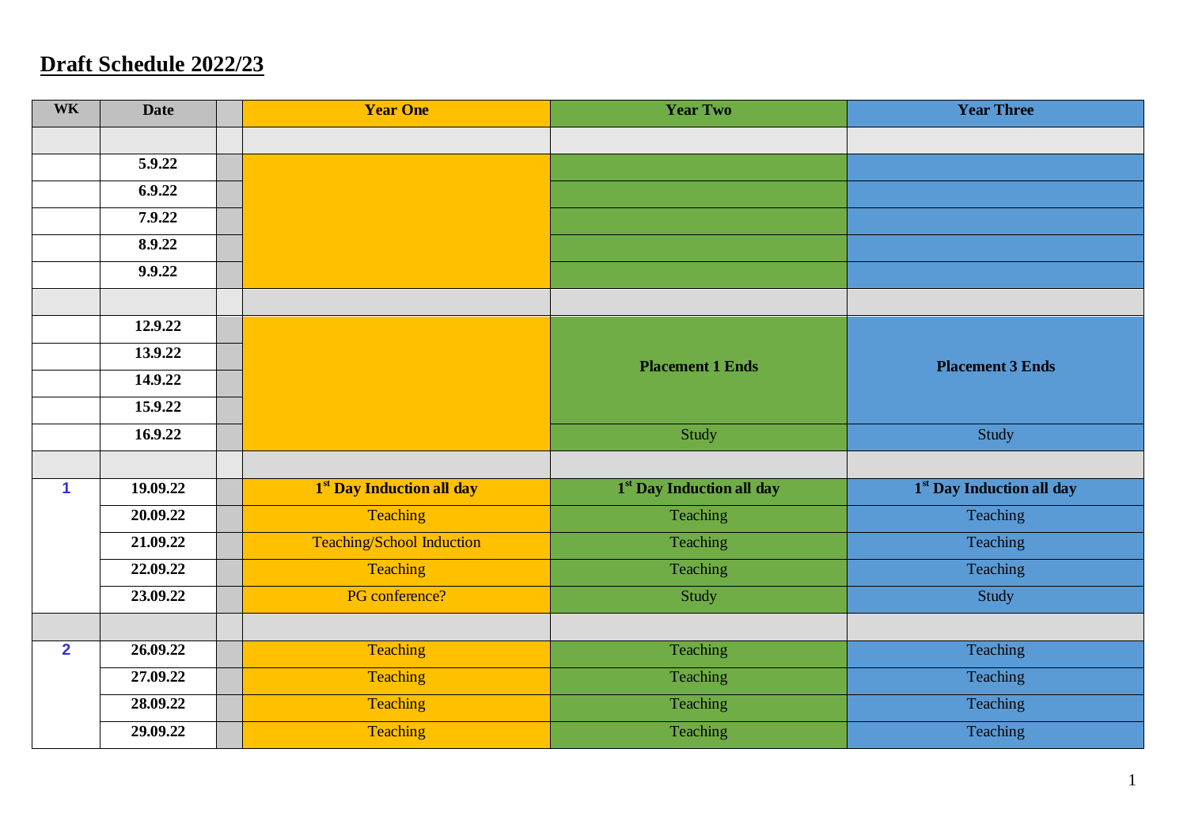# Draft Schedule 2022/23

| WK | Date | | Year One | Year Two | Year Three |
|---|---|---|---|---|---|
| | | | | | |
| | 5.9.22 | | | | |
| | 6.9.22 | | | | |
| | 7.9.22 | | | | |
| | 8.9.22 | | | | |
| | 9.9.22 | | | | |
| | | | | | |
| | 12.9.22 | | | Placement 1 Ends | Placement 3 Ends |
| | 13.9.22 | | | | |
| | 14.9.22 | | | | |
| | 15.9.22 | | | | |
| | 16.9.22 | | | Study | Study |
| | | | | | |
| 1 | 19.09.22 | | **1st Day Induction all day** | **1st Day Induction all day** | **1st Day Induction all day** |
| | 20.09.22 | | Teaching | Teaching | Teaching |
| | 21.09.22 | | Teaching/School Induction | Teaching | Teaching |
| | 22.09.22 | | Teaching | Teaching | Teaching |
| | 23.09.22 | | PG conference? | Study | Study |
| | | | | | |
| 2 | 26.09.22 | | Teaching | Teaching | Teaching |
| | 27.09.22 | | Teaching | Teaching | Teaching |
| | 28.09.22 | | Teaching | Teaching | Teaching |
| | 29.09.22 | | Teaching | Teaching | Teaching |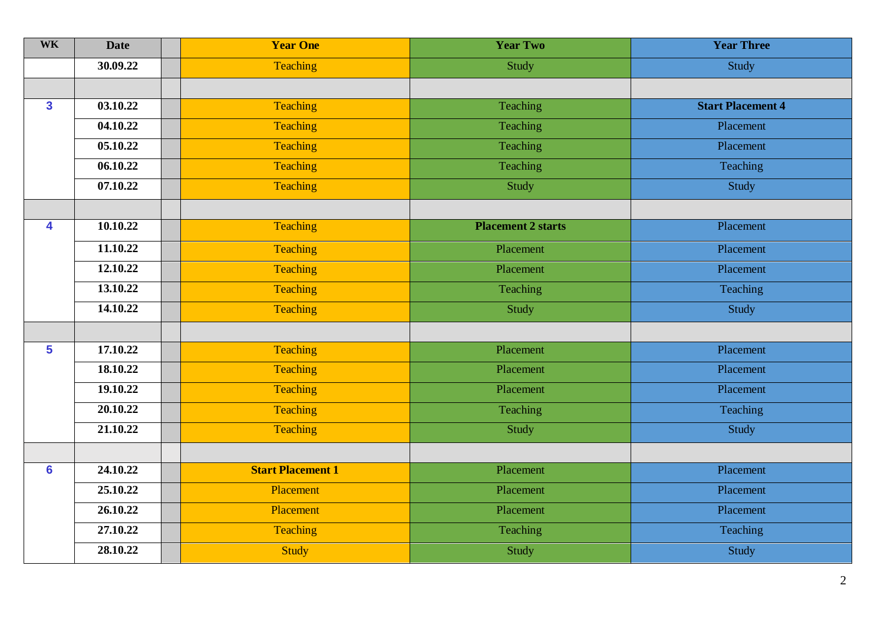| WK | Date | | Year One | Year Two | Year Three |
|---|---|---|---|---|---|
| | 30.09.22 | | Teaching | Study | Study |
| | | | | | |
| 3 | 03.10.22 | | Teaching | Teaching | **Start Placement 4** |
| | 04.10.22 | | Teaching | Teaching | Placement |
| | 05.10.22 | | Teaching | Teaching | Placement |
| | 06.10.22 | | Teaching | Teaching | Teaching |
| | 07.10.22 | | Teaching | Study | Study |
| | | | | | |
| 4 | 10.10.22 | | Teaching | **Placement 2 starts** | Placement |
| | 11.10.22 | | Teaching | Placement | Placement |
| | 12.10.22 | | Teaching | Placement | Placement |
| | 13.10.22 | | Teaching | Teaching | Teaching |
| | 14.10.22 | | Teaching | Study | Study |
| | | | | | |
| 5 | 17.10.22 | | Teaching | Placement | Placement |
| | 18.10.22 | | Teaching | Placement | Placement |
| | 19.10.22 | | Teaching | Placement | Placement |
| | 20.10.22 | | Teaching | Teaching | Teaching |
| | 21.10.22 | | Teaching | Study | Study |
| | | | | | |
| 6 | 24.10.22 | | **Start Placement 1** | Placement | Placement |
| | 25.10.22 | | Placement | Placement | Placement |
| | 26.10.22 | | Placement | Placement | Placement |
| | 27.10.22 | | Teaching | Teaching | Teaching |
| | 28.10.22 | | Study | Study | Study |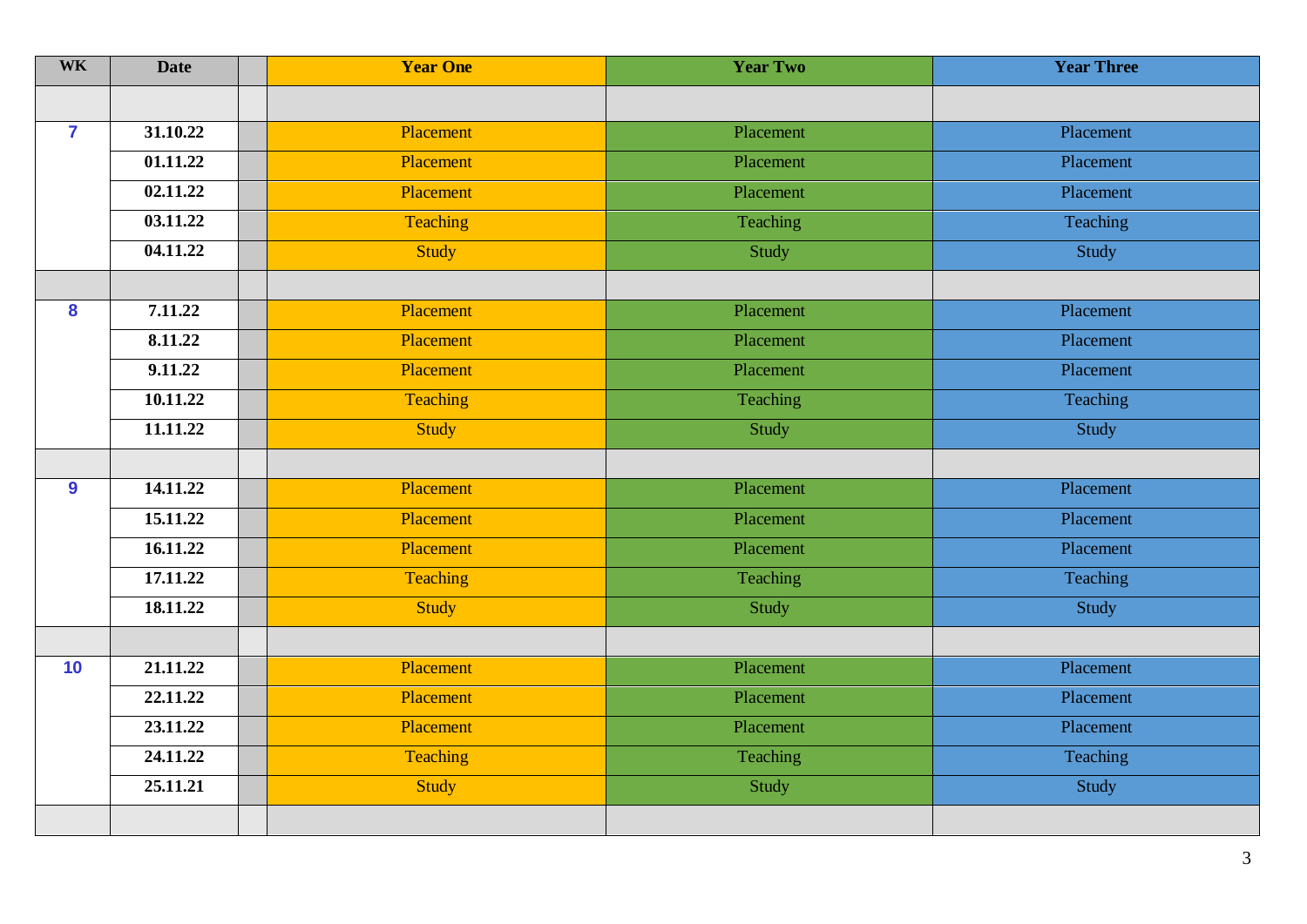| WK | Date | | Year One | Year Two | Year Three |
|---|---|---|---|---|---|
| | | | | | |
| 7 | 31.10.22 | | Placement | Placement | Placement |
| | 01.11.22 | | Placement | Placement | Placement |
| | 02.11.22 | | Placement | Placement | Placement |
| | 03.11.22 | | Teaching | Teaching | Teaching |
| | 04.11.22 | | Study | Study | Study |
| | | | | | |
| 8 | 7.11.22 | | Placement | Placement | Placement |
| | 8.11.22 | | Placement | Placement | Placement |
| | 9.11.22 | | Placement | Placement | Placement |
| | 10.11.22 | | Teaching | Teaching | Teaching |
| | 11.11.22 | | Study | Study | Study |
| | | | | | |
| 9 | 14.11.22 | | Placement | Placement | Placement |
| | 15.11.22 | | Placement | Placement | Placement |
| | 16.11.22 | | Placement | Placement | Placement |
| | 17.11.22 | | Teaching | Teaching | Teaching |
| | 18.11.22 | | Study | Study | Study |
| | | | | | |
| 10 | 21.11.22 | | Placement | Placement | Placement |
| | 22.11.22 | | Placement | Placement | Placement |
| | 23.11.22 | | Placement | Placement | Placement |
| | 24.11.22 | | Teaching | Teaching | Teaching |
| | 25.11.21 | | Study | Study | Study |
| | | | | | |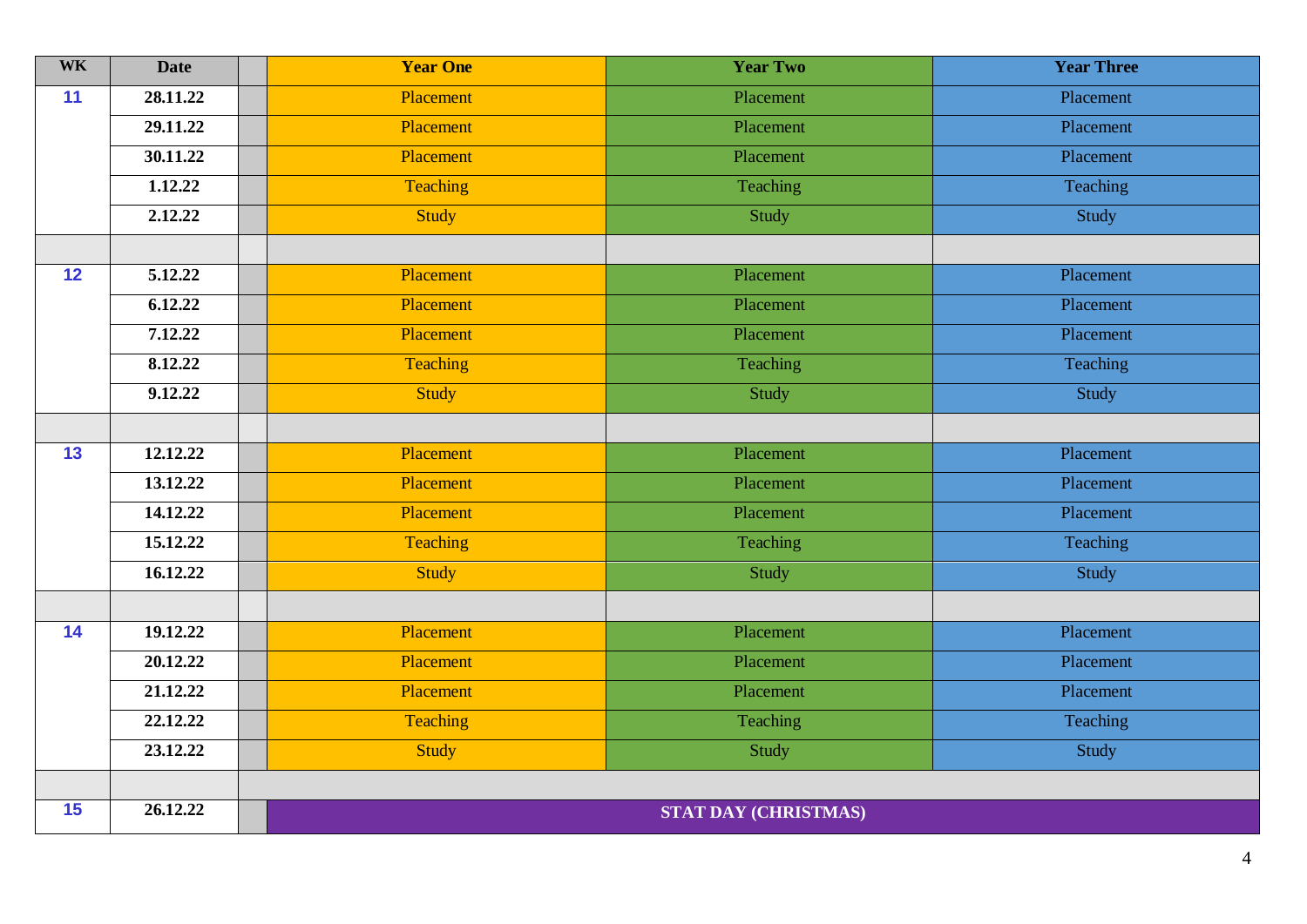| WK | Date | | Year One | Year Two | Year Three |
|---|---|---|---|---|---|
| 11 | 28.11.22 | | Placement | Placement | Placement |
| | 29.11.22 | | Placement | Placement | Placement |
| | 30.11.22 | | Placement | Placement | Placement |
| | 1.12.22 | | Teaching | Teaching | Teaching |
| | 2.12.22 | | Study | Study | Study |
| | | | | | |
| 12 | 5.12.22 | | Placement | Placement | Placement |
| | 6.12.22 | | Placement | Placement | Placement |
| | 7.12.22 | | Placement | Placement | Placement |
| | 8.12.22 | | Teaching | Teaching | Teaching |
| | 9.12.22 | | Study | Study | Study |
| | | | | | |
| 13 | 12.12.22 | | Placement | Placement | Placement |
| | 13.12.22 | | Placement | Placement | Placement |
| | 14.12.22 | | Placement | Placement | Placement |
| | 15.12.22 | | Teaching | Teaching | Teaching |
| | 16.12.22 | | Study | Study | Study |
| | | | | | |
| 14 | 19.12.22 | | Placement | Placement | Placement |
| | 20.12.22 | | Placement | Placement | Placement |
| | 21.12.22 | | Placement | Placement | Placement |
| | 22.12.22 | | Teaching | Teaching | Teaching |
| | 23.12.22 | | Study | Study | Study |
| | | | | | |
| 15 | 26.12.22 | | **STAT DAY (CHRISTMAS)** | | |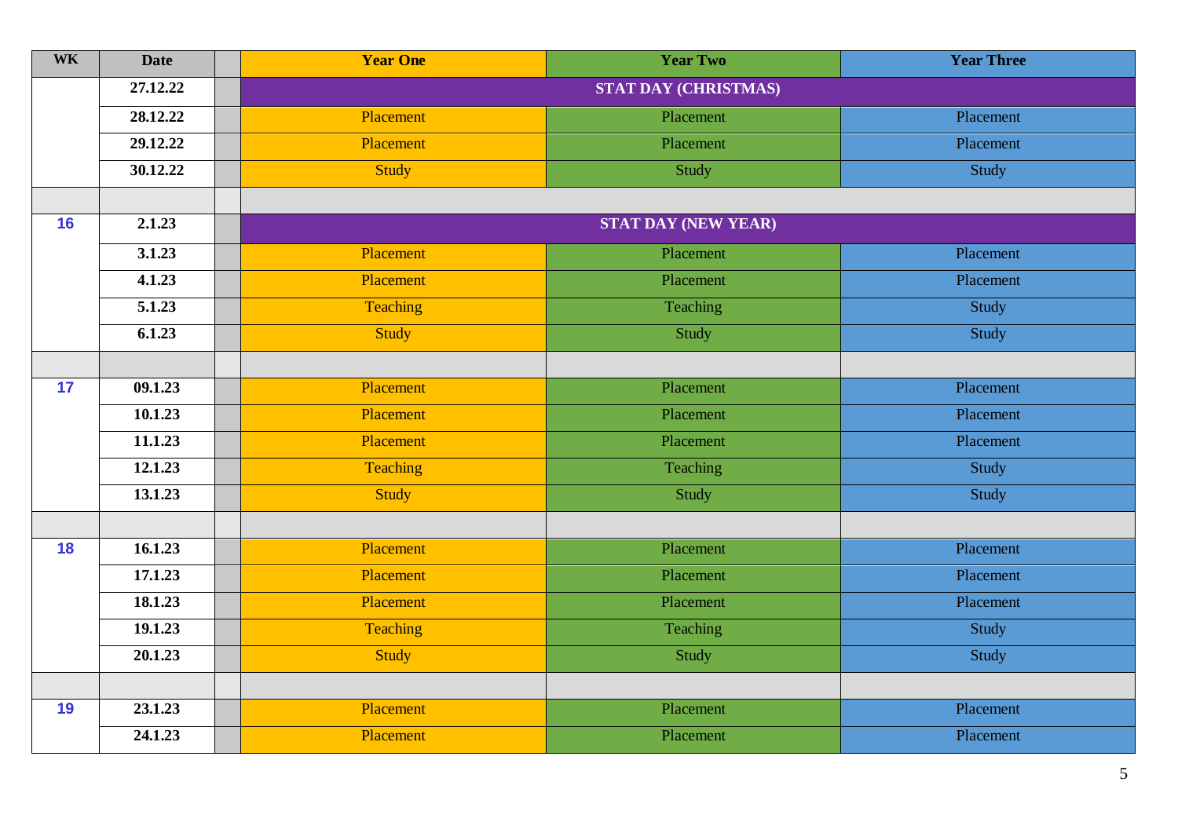| WK | Date | | Year One | Year Two | Year Three |
|---|---|---|---|---|---|
| | 27.12.22 | | STAT DAY (CHRISTMAS) | | |
| | 28.12.22 | | Placement | Placement | Placement |
| | 29.12.22 | | Placement | Placement | Placement |
| | 30.12.22 | | Study | Study | Study |
| | | | | | |
| 16 | 2.1.23 | | STAT DAY (NEW YEAR) | | |
| | 3.1.23 | | Placement | Placement | Placement |
| | 4.1.23 | | Placement | Placement | Placement |
| | 5.1.23 | | Teaching | Teaching | Study |
| | 6.1.23 | | Study | Study | Study |
| | | | | | |
| 17 | 09.1.23 | | Placement | Placement | Placement |
| | 10.1.23 | | Placement | Placement | Placement |
| | 11.1.23 | | Placement | Placement | Placement |
| | 12.1.23 | | Teaching | Teaching | Study |
| | 13.1.23 | | Study | Study | Study |
| | | | | | |
| 18 | 16.1.23 | | Placement | Placement | Placement |
| | 17.1.23 | | Placement | Placement | Placement |
| | 18.1.23 | | Placement | Placement | Placement |
| | 19.1.23 | | Teaching | Teaching | Study |
| | 20.1.23 | | Study | Study | Study |
| | | | | | |
| 19 | 23.1.23 | | Placement | Placement | Placement |
| | 24.1.23 | | Placement | Placement | Placement |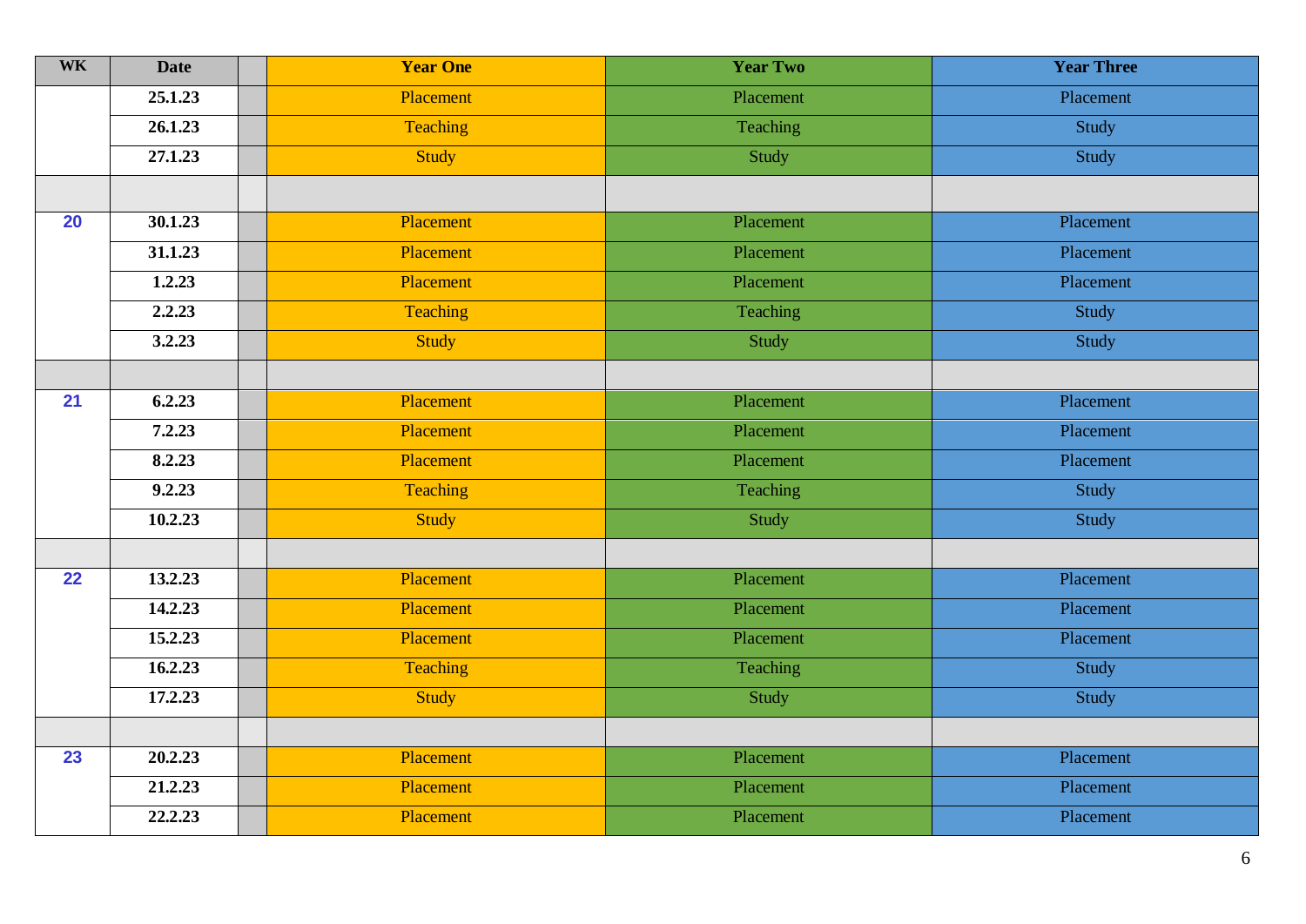| WK | Date | | Year One | Year Two | Year Three |
|---|---|---|---|---|---|
| | 25.1.23 | | Placement | Placement | Placement |
| | 26.1.23 | | Teaching | Teaching | Study |
| | 27.1.23 | | Study | Study | Study |
| | | | | | |
| 20 | 30.1.23 | | Placement | Placement | Placement |
| | 31.1.23 | | Placement | Placement | Placement |
| | 1.2.23 | | Placement | Placement | Placement |
| | 2.2.23 | | Teaching | Teaching | Study |
| | 3.2.23 | | Study | Study | Study |
| | | | | | |
| 21 | 6.2.23 | | Placement | Placement | Placement |
| | 7.2.23 | | Placement | Placement | Placement |
| | 8.2.23 | | Placement | Placement | Placement |
| | 9.2.23 | | Teaching | Teaching | Study |
| | 10.2.23 | | Study | Study | Study |
| | | | | | |
| 22 | 13.2.23 | | Placement | Placement | Placement |
| | 14.2.23 | | Placement | Placement | Placement |
| | 15.2.23 | | Placement | Placement | Placement |
| | 16.2.23 | | Teaching | Teaching | Study |
| | 17.2.23 | | Study | Study | Study |
| | | | | | |
| 23 | 20.2.23 | | Placement | Placement | Placement |
| | 21.2.23 | | Placement | Placement | Placement |
| | 22.2.23 | | Placement | Placement | Placement |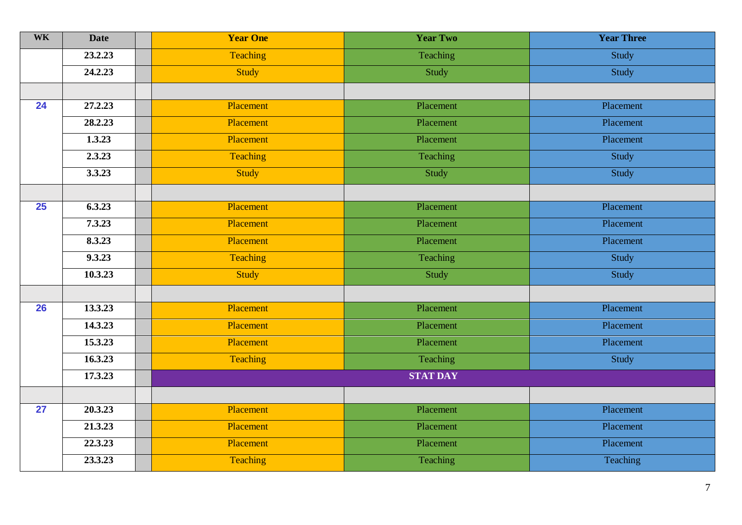| WK | Date | | Year One | Year Two | Year Three |
|---|---|---|---|---|---|
| | 23.2.23 | | Teaching | Teaching | Study |
| | 24.2.23 | | Study | Study | Study |
| | | | | | |
| 24 | 27.2.23 | | Placement | Placement | Placement |
| | 28.2.23 | | Placement | Placement | Placement |
| | 1.3.23 | | Placement | Placement | Placement |
| | 2.3.23 | | Teaching | Teaching | Study |
| | 3.3.23 | | Study | Study | Study |
| | | | | | |
| 25 | 6.3.23 | | Placement | Placement | Placement |
| | 7.3.23 | | Placement | Placement | Placement |
| | 8.3.23 | | Placement | Placement | Placement |
| | 9.3.23 | | Teaching | Teaching | Study |
| | 10.3.23 | | Study | Study | Study |
| | | | | | |
| 26 | 13.3.23 | | Placement | Placement | Placement |
| | 14.3.23 | | Placement | Placement | Placement |
| | 15.3.23 | | Placement | Placement | Placement |
| | 16.3.23 | | Teaching | Teaching | Study |
| | 17.3.23 | | **STAT DAY** | | |
| | | | | | |
| 27 | 20.3.23 | | Placement | Placement | Placement |
| | 21.3.23 | | Placement | Placement | Placement |
| | 22.3.23 | | Placement | Placement | Placement |
| | 23.3.23 | | Teaching | Teaching | Teaching |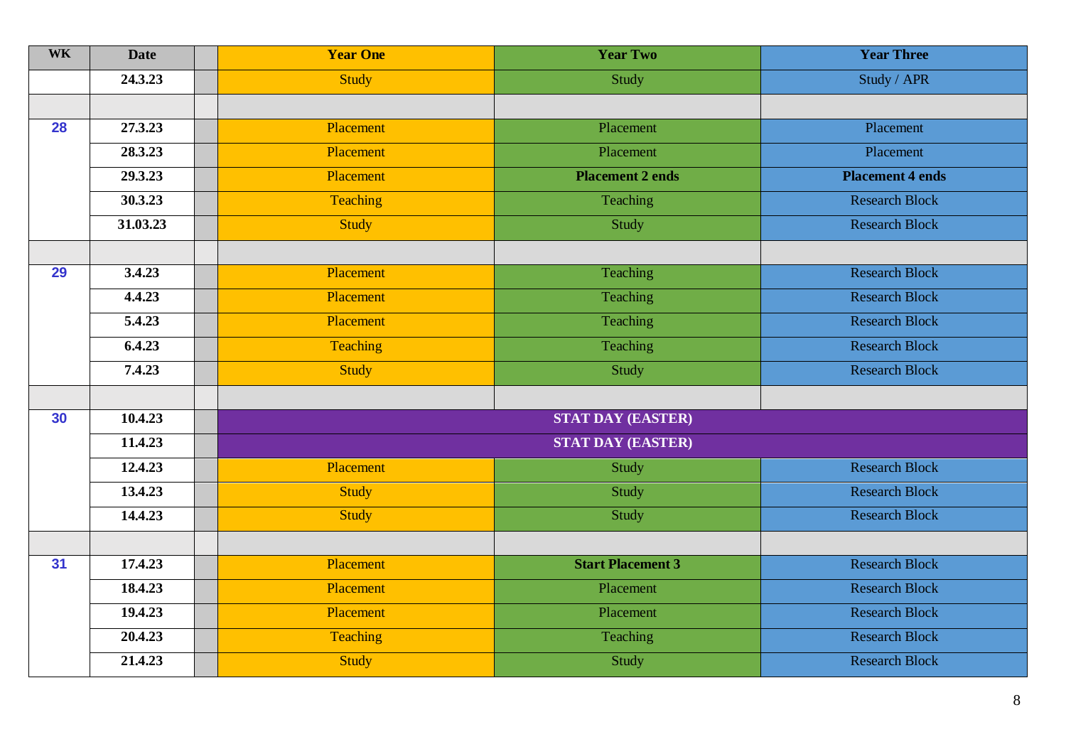| WK | Date | | Year One | Year Two | Year Three |
|---|---|---|---|---|---|
| | 24.3.23 | | Study | Study | Study / APR |
| | | | | | |
| 28 | 27.3.23 | | Placement | Placement | Placement |
| | 28.3.23 | | Placement | Placement | Placement |
| | 29.3.23 | | Placement | **Placement 2 ends** | **Placement 4 ends** |
| | 30.3.23 | | Teaching | Teaching | Research Block |
| | 31.03.23 | | Study | Study | Research Block |
| | | | | | |
| 29 | 3.4.23 | | Placement | Teaching | Research Block |
| | 4.4.23 | | Placement | Teaching | Research Block |
| | 5.4.23 | | Placement | Teaching | Research Block |
| | 6.4.23 | | Teaching | Teaching | Research Block |
| | 7.4.23 | | Study | Study | Research Block |
| | | | | | |
| 30 | 10.4.23 | | **STAT DAY (EASTER)** | | |
| | 11.4.23 | | **STAT DAY (EASTER)** | | |
| | 12.4.23 | | Placement | Study | Research Block |
| | 13.4.23 | | Study | Study | Research Block |
| | 14.4.23 | | Study | Study | Research Block |
| | | | | | |
| 31 | 17.4.23 | | Placement | **Start Placement 3** | Research Block |
| | 18.4.23 | | Placement | Placement | Research Block |
| | 19.4.23 | | Placement | Placement | Research Block |
| | 20.4.23 | | Teaching | Teaching | Research Block |
| | 21.4.23 | | Study | Study | Research Block |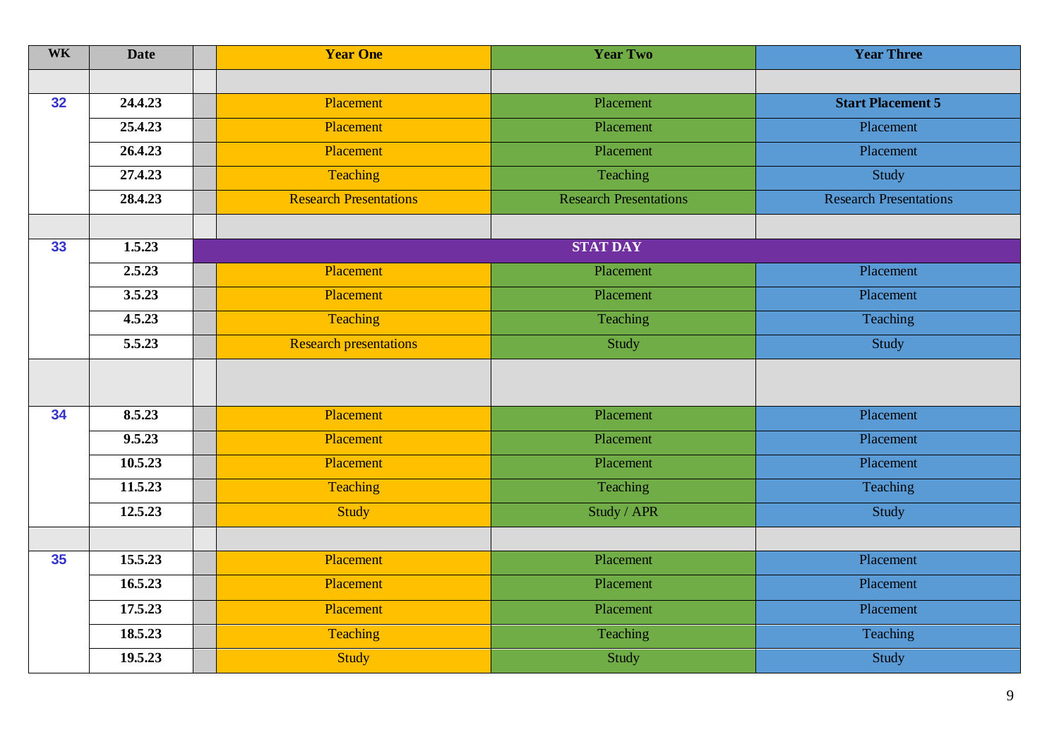| WK | Date | | Year One | Year Two | Year Three |
|---|---|---|---|---|---|
| | | | | | |
| 32 | 24.4.23 | | Placement | Placement | **Start Placement 5** |
| | 25.4.23 | | Placement | Placement | Placement |
| | 26.4.23 | | Placement | Placement | Placement |
| | 27.4.23 | | Teaching | Teaching | Study |
| | 28.4.23 | | Research Presentations | Research Presentations | Research Presentations |
| | | | | | |
| 33 | 1.5.23 | **STAT DAY** | | | |
| | 2.5.23 | | Placement | Placement | Placement |
| | 3.5.23 | | Placement | Placement | Placement |
| | 4.5.23 | | Teaching | Teaching | Teaching |
| | 5.5.23 | | Research presentations | Study | Study |
| | | | | | |
| 34 | 8.5.23 | | Placement | Placement | Placement |
| | 9.5.23 | | Placement | Placement | Placement |
| | 10.5.23 | | Placement | Placement | Placement |
| | 11.5.23 | | Teaching | Teaching | Teaching |
| | 12.5.23 | | Study | Study / APR | Study |
| | | | | | |
| 35 | 15.5.23 | | Placement | Placement | Placement |
| | 16.5.23 | | Placement | Placement | Placement |
| | 17.5.23 | | Placement | Placement | Placement |
| | 18.5.23 | | Teaching | Teaching | Teaching |
| | 19.5.23 | | Study | Study | Study |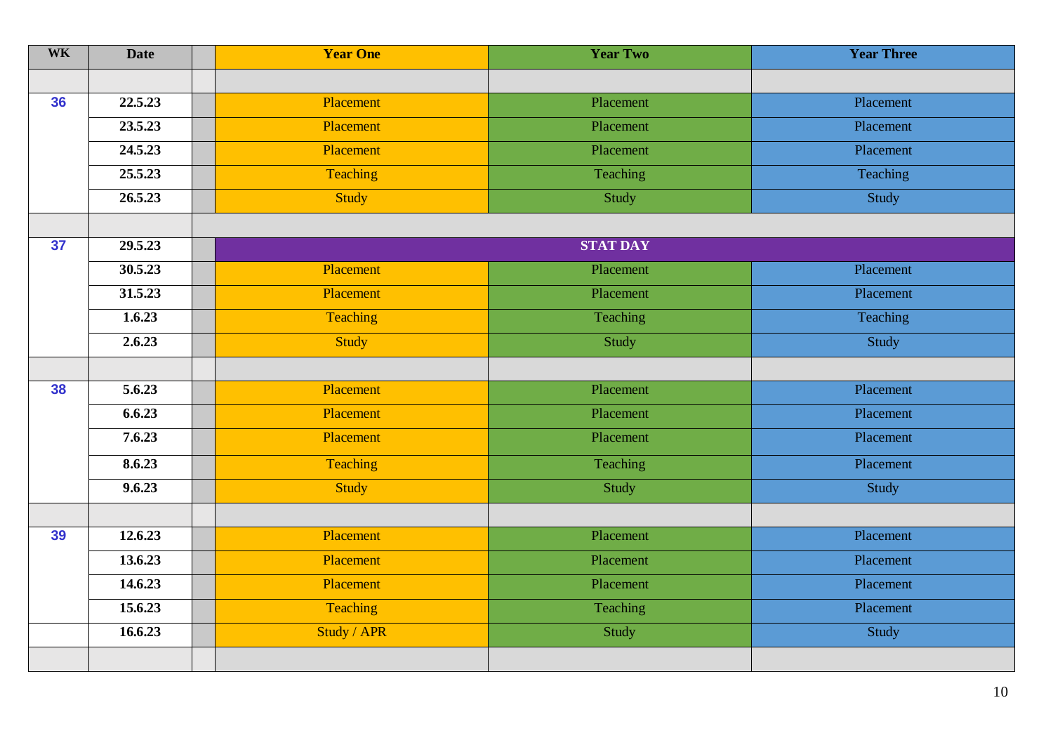| WK | Date | | Year One | Year Two | Year Three |
|---|---|---|---|---|---|
| | | | | | |
| 36 | 22.5.23 | | Placement | Placement | Placement |
| | 23.5.23 | | Placement | Placement | Placement |
| | 24.5.23 | | Placement | Placement | Placement |
| | 25.5.23 | | Teaching | Teaching | Teaching |
| | 26.5.23 | | Study | Study | Study |
| | | | | | |
| 37 | 29.5.23 | | STAT DAY | | |
| | 30.5.23 | | Placement | Placement | Placement |
| | 31.5.23 | | Placement | Placement | Placement |
| | 1.6.23 | | Teaching | Teaching | Teaching |
| | 2.6.23 | | Study | Study | Study |
| | | | | | |
| 38 | 5.6.23 | | Placement | Placement | Placement |
| | 6.6.23 | | Placement | Placement | Placement |
| | 7.6.23 | | Placement | Placement | Placement |
| | 8.6.23 | | Teaching | Teaching | Placement |
| | 9.6.23 | | Study | Study | Study |
| | | | | | |
| 39 | 12.6.23 | | Placement | Placement | Placement |
| | 13.6.23 | | Placement | Placement | Placement |
| | 14.6.23 | | Placement | Placement | Placement |
| | 15.6.23 | | Teaching | Teaching | Placement |
| | 16.6.23 | | Study / APR | Study | Study |
| | | | | | |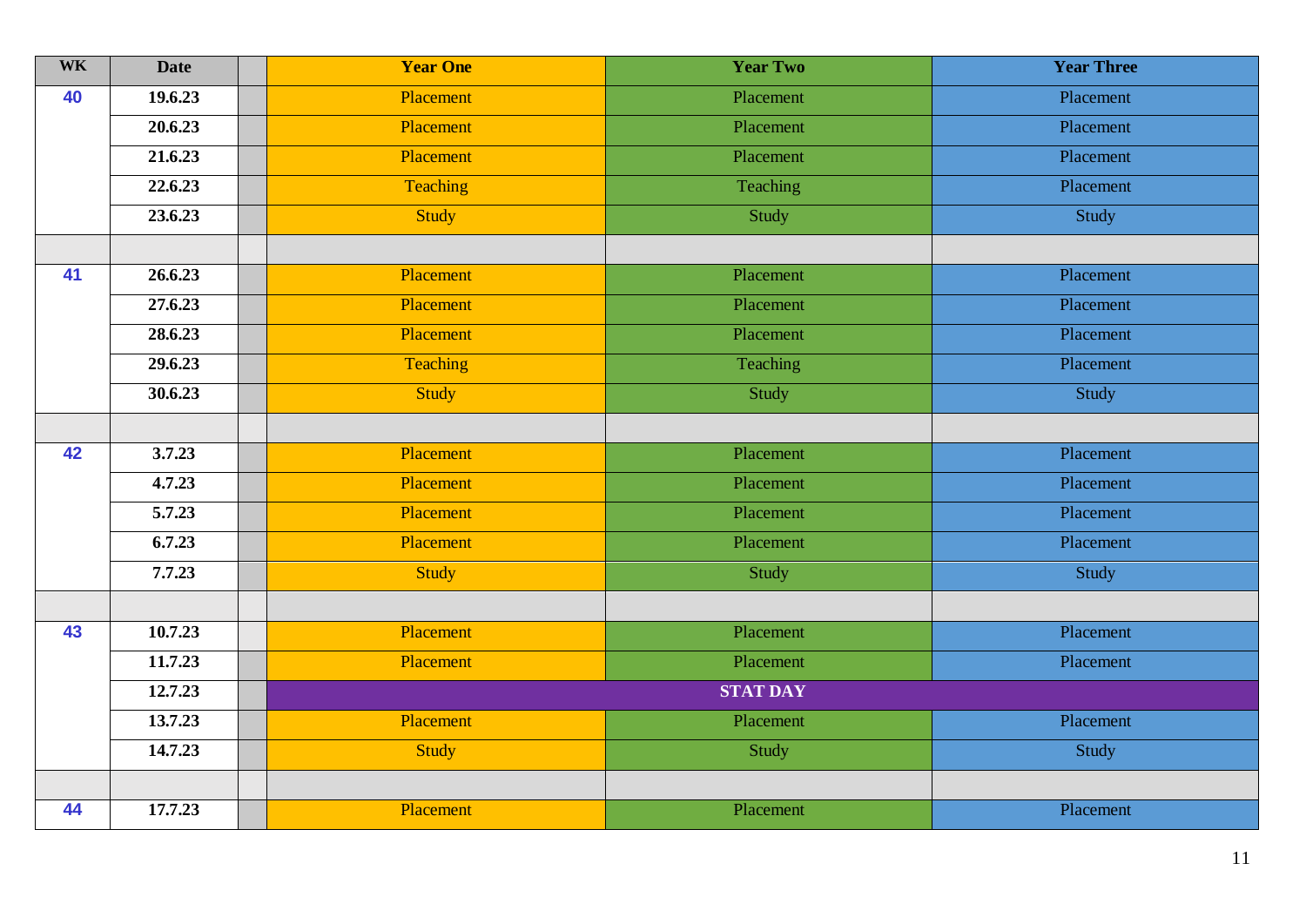| WK | Date | | Year One | Year Two | Year Three |
|---|---|---|---|---|---|
| 40 | 19.6.23 | | Placement | Placement | Placement |
| | 20.6.23 | | Placement | Placement | Placement |
| | 21.6.23 | | Placement | Placement | Placement |
| | 22.6.23 | | Teaching | Teaching | Placement |
| | 23.6.23 | | Study | Study | Study |
| | | | | | |
| 41 | 26.6.23 | | Placement | Placement | Placement |
| | 27.6.23 | | Placement | Placement | Placement |
| | 28.6.23 | | Placement | Placement | Placement |
| | 29.6.23 | | Teaching | Teaching | Placement |
| | 30.6.23 | | Study | Study | Study |
| | | | | | |
| 42 | 3.7.23 | | Placement | Placement | Placement |
| | 4.7.23 | | Placement | Placement | Placement |
| | 5.7.23 | | Placement | Placement | Placement |
| | 6.7.23 | | Placement | Placement | Placement |
| | 7.7.23 | | Study | Study | Study |
| | | | | | |
| 43 | 10.7.23 | | Placement | Placement | Placement |
| | 11.7.23 | | Placement | Placement | Placement |
| | 12.7.23 | | STAT DAY | | |
| | 13.7.23 | | Placement | Placement | Placement |
| | 14.7.23 | | Study | Study | Study |
| | | | | | |
| 44 | 17.7.23 | | Placement | Placement | Placement |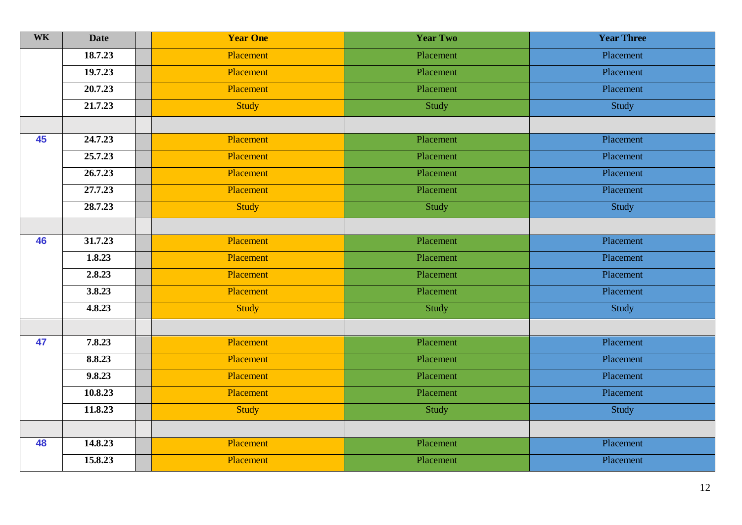| WK | Date | | Year One | Year Two | Year Three |
|---|---|---|---|---|---|
| | 18.7.23 | | Placement | Placement | Placement |
| | 19.7.23 | | Placement | Placement | Placement |
| | 20.7.23 | | Placement | Placement | Placement |
| | 21.7.23 | | Study | Study | Study |
| | | | | | |
| 45 | 24.7.23 | | Placement | Placement | Placement |
| | 25.7.23 | | Placement | Placement | Placement |
| | 26.7.23 | | Placement | Placement | Placement |
| | 27.7.23 | | Placement | Placement | Placement |
| | 28.7.23 | | Study | Study | Study |
| | | | | | |
| 46 | 31.7.23 | | Placement | Placement | Placement |
| | 1.8.23 | | Placement | Placement | Placement |
| | 2.8.23 | | Placement | Placement | Placement |
| | 3.8.23 | | Placement | Placement | Placement |
| | 4.8.23 | | Study | Study | Study |
| | | | | | |
| 47 | 7.8.23 | | Placement | Placement | Placement |
| | 8.8.23 | | Placement | Placement | Placement |
| | 9.8.23 | | Placement | Placement | Placement |
| | 10.8.23 | | Placement | Placement | Placement |
| | 11.8.23 | | Study | Study | Study |
| | | | | | |
| 48 | 14.8.23 | | Placement | Placement | Placement |
| | 15.8.23 | | Placement | Placement | Placement |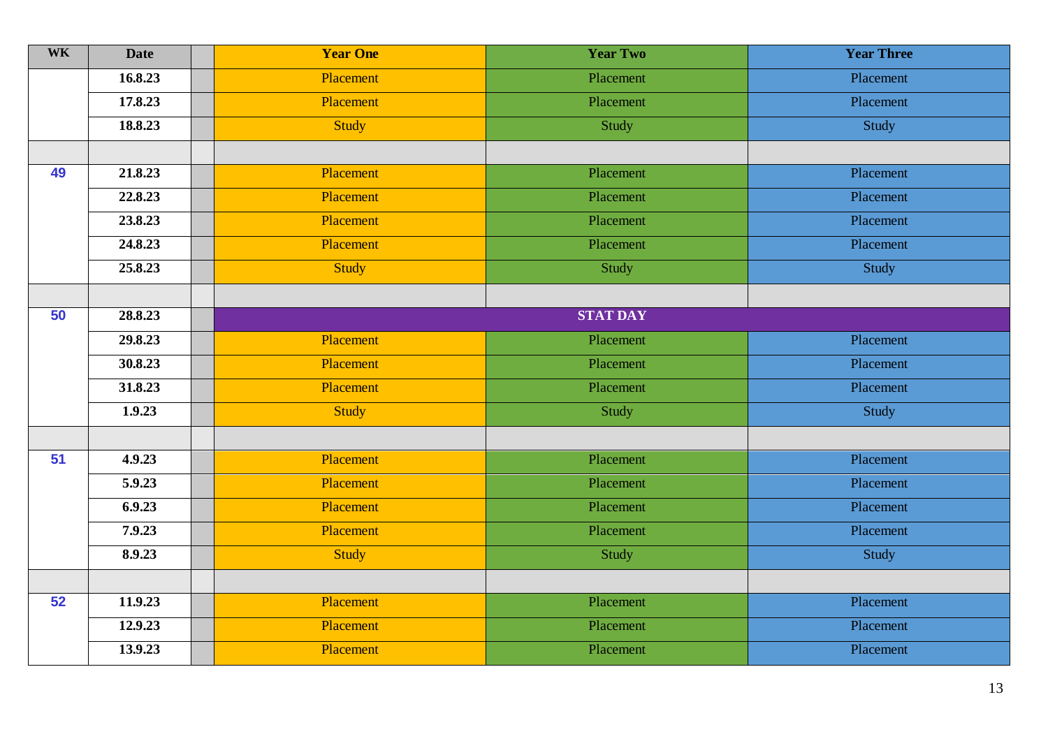| WK | Date | | Year One | Year Two | Year Three |
|---|---|---|---|---|---|
| | 16.8.23 | | Placement | Placement | Placement |
| | 17.8.23 | | Placement | Placement | Placement |
| | 18.8.23 | | Study | Study | Study |
| | | | | | |
| 49 | 21.8.23 | | Placement | Placement | Placement |
| | 22.8.23 | | Placement | Placement | Placement |
| | 23.8.23 | | Placement | Placement | Placement |
| | 24.8.23 | | Placement | Placement | Placement |
| | 25.8.23 | | Study | Study | Study |
| | | | | | |
| 50 | 28.8.23 | | STAT DAY | | |
| | 29.8.23 | | Placement | Placement | Placement |
| | 30.8.23 | | Placement | Placement | Placement |
| | 31.8.23 | | Placement | Placement | Placement |
| | 1.9.23 | | Study | Study | Study |
| | | | | | |
| 51 | 4.9.23 | | Placement | Placement | Placement |
| | 5.9.23 | | Placement | Placement | Placement |
| | 6.9.23 | | Placement | Placement | Placement |
| | 7.9.23 | | Placement | Placement | Placement |
| | 8.9.23 | | Study | Study | Study |
| | | | | | |
| 52 | 11.9.23 | | Placement | Placement | Placement |
| | 12.9.23 | | Placement | Placement | Placement |
| | 13.9.23 | | Placement | Placement | Placement |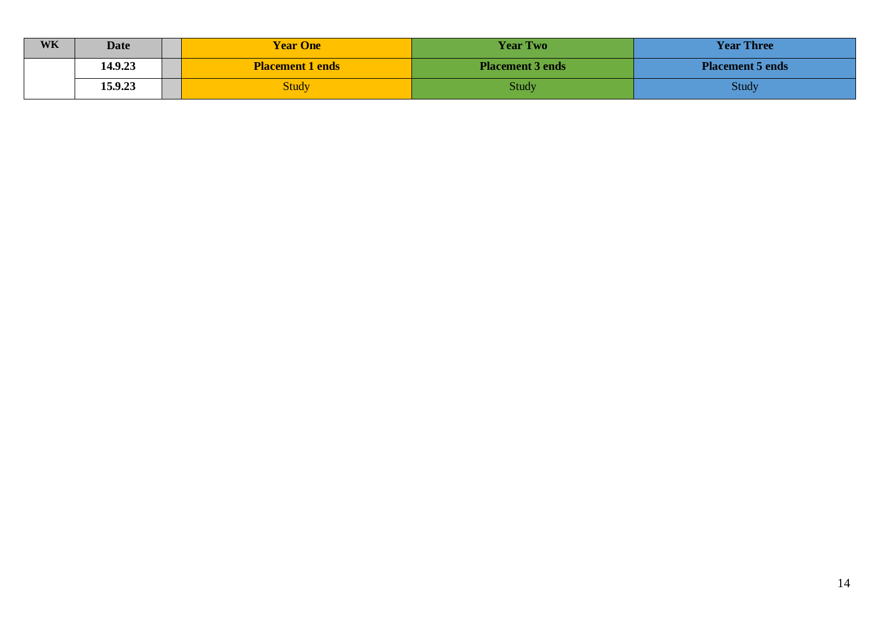| WK | Date | | Year One | Year Two | Year Three |
|---|---|---|---|---|---|
| | **14.9.23** | | **Placement 1 ends** | **Placement 3 ends** | **Placement 5 ends** |
| | **15.9.23** | | Study | Study | Study |